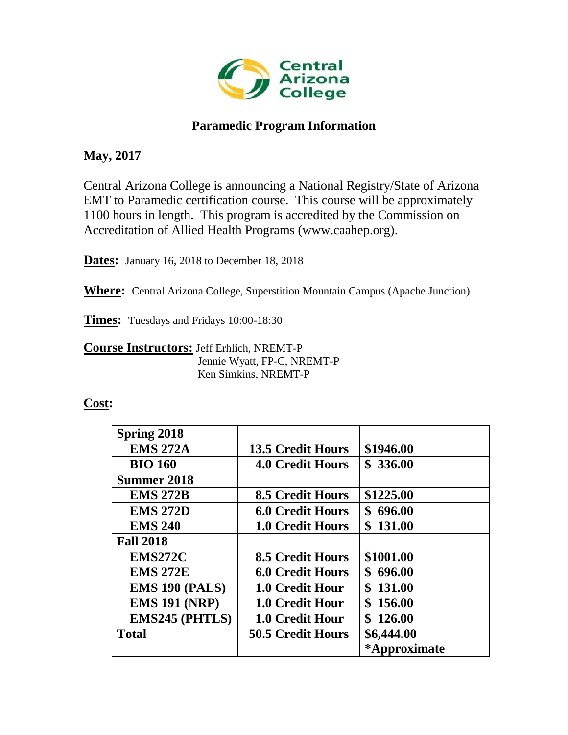Central Arizona College

# Paramedic Program Information

**May, 2017**

Central Arizona College is announcing a National Registry/State of Arizona EMT to Paramedic certification course. This course will be approximately 1100 hours in length. This program is accredited by the Commission on Accreditation of Allied Health Programs (www.caahep.org).

**Dates:** January 16, 2018 to December 18, 2018

**Where:** Central Arizona College, Superstition Mountain Campus (Apache Junction)

**Times:** Tuesdays and Fridays 10:00-18:30

**Course Instructors:** Jeff Erhlich, NREMT-P
Jennie Wyatt, FP-C, NREMT-P
Ken Simkins, NREMT-P

**Cost:**

| Spring 2018 | | |
|---|---|---|
| EMS 272A | 13.5 Credit Hours | $1946.00 |
| BIO 160 | 4.0 Credit Hours | $ 336.00 |
| **Summer 2018** | | |
| EMS 272B | 8.5 Credit Hours | $1225.00 |
| EMS 272D | 6.0 Credit Hours | $ 696.00 |
| EMS 240 | 1.0 Credit Hours | $ 131.00 |
| **Fall 2018** | | |
| EMS272C | 8.5 Credit Hours | $1001.00 |
| EMS 272E | 6.0 Credit Hours | $ 696.00 |
| EMS 190 (PALS) | 1.0 Credit Hour | $ 131.00 |
| EMS 191 (NRP) | 1.0 Credit Hour | $ 156.00 |
| EMS245 (PHTLS) | 1.0 Credit Hour | $ 126.00 |
| **Total** | 50.5 Credit Hours | $6,444.00 *Approximate |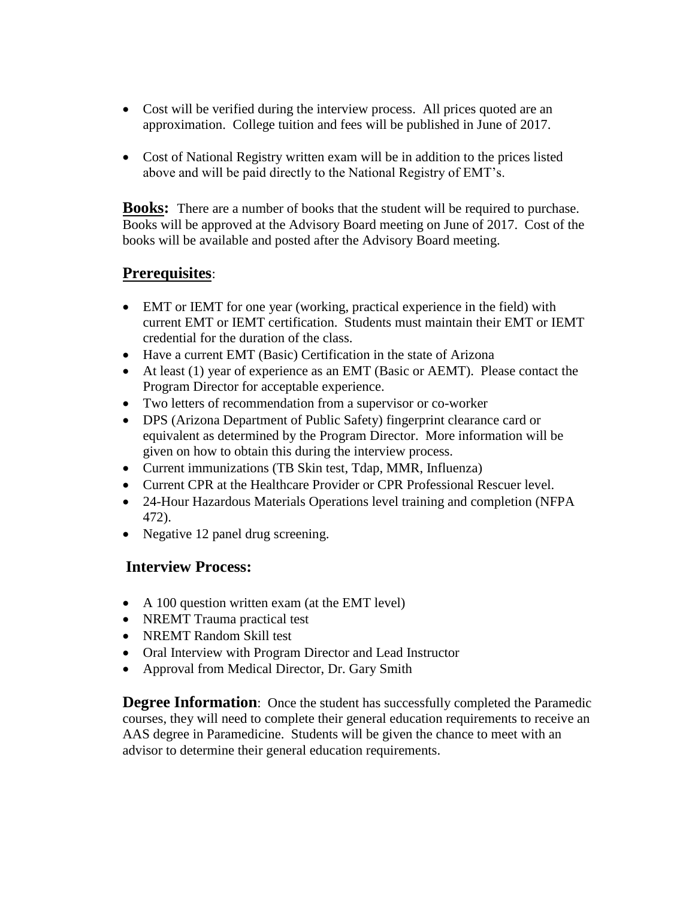- Cost will be verified during the interview process. All prices quoted are an approximation. College tuition and fees will be published in June of 2017.
- Cost of National Registry written exam will be in addition to the prices listed above and will be paid directly to the National Registry of EMT's.

**Books:** There are a number of books that the student will be required to purchase. Books will be approved at the Advisory Board meeting on June of 2017. Cost of the books will be available and posted after the Advisory Board meeting.

## Prerequisites:

- EMT or IEMT for one year (working, practical experience in the field) with current EMT or IEMT certification. Students must maintain their EMT or IEMT credential for the duration of the class.
- Have a current EMT (Basic) Certification in the state of Arizona
- At least (1) year of experience as an EMT (Basic or AEMT). Please contact the Program Director for acceptable experience.
- Two letters of recommendation from a supervisor or co-worker
- DPS (Arizona Department of Public Safety) fingerprint clearance card or equivalent as determined by the Program Director. More information will be given on how to obtain this during the interview process.
- Current immunizations (TB Skin test, Tdap, MMR, Influenza)
- Current CPR at the Healthcare Provider or CPR Professional Rescuer level.
- 24-Hour Hazardous Materials Operations level training and completion (NFPA 472).
- Negative 12 panel drug screening.

## Interview Process:

- A 100 question written exam (at the EMT level)
- NREMT Trauma practical test
- NREMT Random Skill test
- Oral Interview with Program Director and Lead Instructor
- Approval from Medical Director, Dr. Gary Smith

**Degree Information**: Once the student has successfully completed the Paramedic courses, they will need to complete their general education requirements to receive an AAS degree in Paramedicine. Students will be given the chance to meet with an advisor to determine their general education requirements.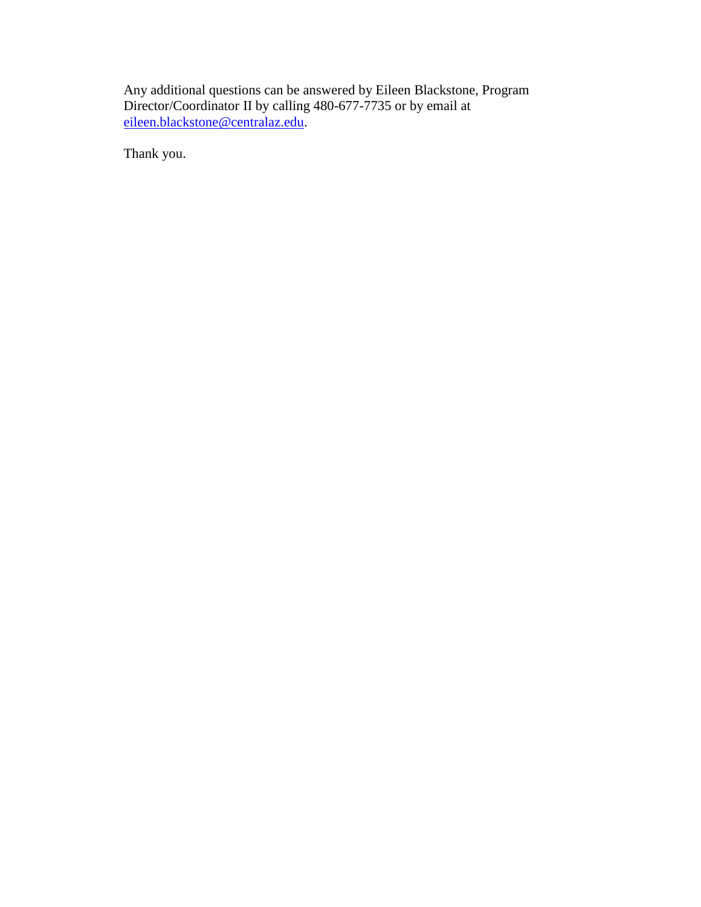Any additional questions can be answered by Eileen Blackstone, Program Director/Coordinator II by calling 480-677-7735 or by email at eileen.blackstone@centralaz.edu.

Thank you.